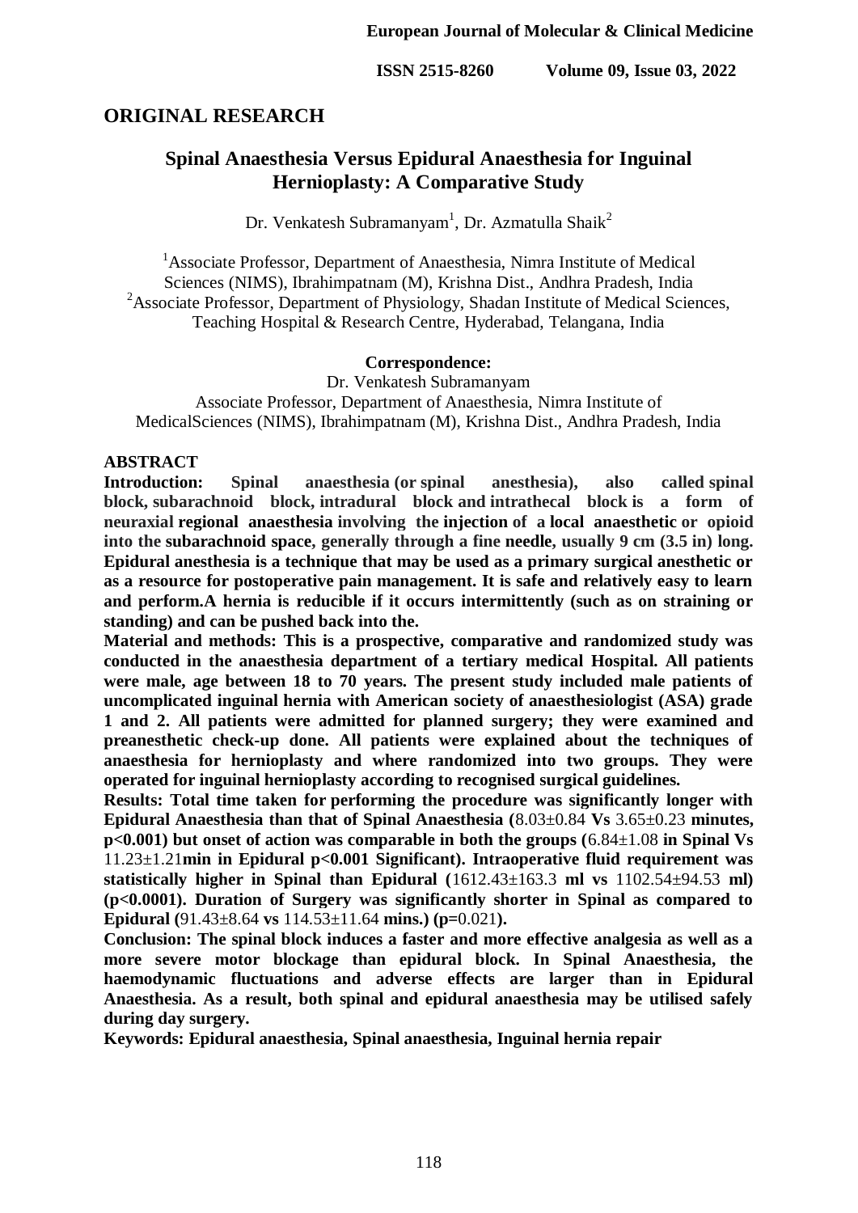## ORIGINAL RESEARCH

# Spinal Anaesthesia Versus Epidural Anaesthesia for Inguinal Hernioplasty: A Comparative Study

Dr. Venkatesh Subramanyam[1], Dr. Azmatulla Shaik[2]

[1]Associate Professor, Department of Anaesthesia, Nimra Institute of Medical Sciences (NIMS), Ibrahimpatnam (M), Krishna Dist., Andhra Pradesh, India
[2]Associate Professor, Department of Physiology, Shadan Institute of Medical Sciences, Teaching Hospital & Research Centre, Hyderabad, Telangana, India

**Correspondence:**
Dr. Venkatesh Subramanyam
Associate Professor, Department of Anaesthesia, Nimra Institute of MedicalSciences (NIMS), Ibrahimpatnam (M), Krishna Dist., Andhra Pradesh, India

## ABSTRACT

**Introduction: Spinal anaesthesia (or spinal anesthesia), also called spinal block, subarachnoid block, intradural block and intrathecal block is a form of neuraxial regional anaesthesia involving the injection of a local anaesthetic or opioid into the subarachnoid space, generally through a fine needle, usually 9 cm (3.5 in) long. Epidural anesthesia is a technique that may be used as a primary surgical anesthetic or as a resource for postoperative pain management. It is safe and relatively easy to learn and perform.A hernia is reducible if it occurs intermittently (such as on straining or standing) and can be pushed back into the.**

**Material and methods: This is a prospective, comparative and randomized study was conducted in the anaesthesia department of a tertiary medical Hospital. All patients were male, age between 18 to 70 years. The present study included male patients of uncomplicated inguinal hernia with American society of anaesthesiologist (ASA) grade 1 and 2. All patients were admitted for planned surgery; they were examined and preanesthetic check-up done. All patients were explained about the techniques of anaesthesia for hernioplasty and where randomized into two groups. They were operated for inguinal hernioplasty according to recognised surgical guidelines.**

**Results: Total time taken for performing the procedure was significantly longer with Epidural Anaesthesia than that of Spinal Anaesthesia (**8.03±0.84 **Vs** 3.65±0.23 **minutes, p<0.001) but onset of action was comparable in both the groups (**6.84±1.08 **in Spinal Vs** 11.23±1.21**min in Epidural p<0.001 Significant). Intraoperative fluid requirement was statistically higher in Spinal than Epidural (**1612.43±163.3 **ml vs** 1102.54±94.53 **ml) (p<0.0001). Duration of Surgery was significantly shorter in Spinal as compared to Epidural (**91.43±8.64 **vs** 114.53±11.64 **mins.) (p=**0.021**).**

**Conclusion: The spinal block induces a faster and more effective analgesia as well as a more severe motor blockage than epidural block. In Spinal Anaesthesia, the haemodynamic fluctuations and adverse effects are larger than in Epidural Anaesthesia. As a result, both spinal and epidural anaesthesia may be utilised safely during day surgery.**

**Keywords: Epidural anaesthesia, Spinal anaesthesia, Inguinal hernia repair**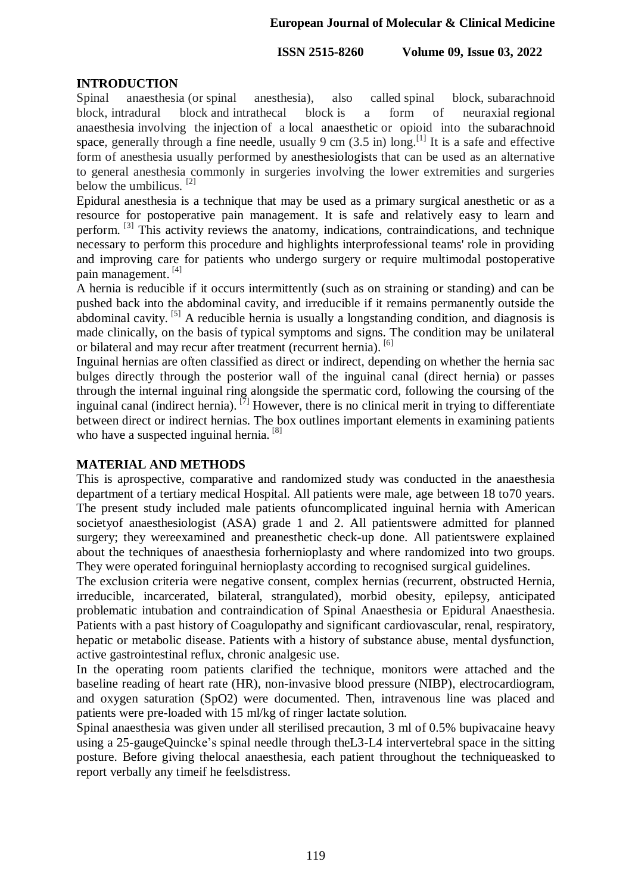## INTRODUCTION

Spinal anaesthesia (or spinal anesthesia), also called spinal block, subarachnoid block, intradural block and intrathecal block is a form of neuraxial regional anaesthesia involving the injection of a local anaesthetic or opioid into the subarachnoid space, generally through a fine needle, usually 9 cm (3.5 in) long.[1] It is a safe and effective form of anesthesia usually performed by anesthesiologists that can be used as an alternative to general anesthesia commonly in surgeries involving the lower extremities and surgeries below the umbilicus. [2]

Epidural anesthesia is a technique that may be used as a primary surgical anesthetic or as a resource for postoperative pain management. It is safe and relatively easy to learn and perform. [3] This activity reviews the anatomy, indications, contraindications, and technique necessary to perform this procedure and highlights interprofessional teams' role in providing and improving care for patients who undergo surgery or require multimodal postoperative pain management. [4]

A hernia is reducible if it occurs intermittently (such as on straining or standing) and can be pushed back into the abdominal cavity, and irreducible if it remains permanently outside the abdominal cavity. [5] A reducible hernia is usually a longstanding condition, and diagnosis is made clinically, on the basis of typical symptoms and signs. The condition may be unilateral or bilateral and may recur after treatment (recurrent hernia). [6]

Inguinal hernias are often classified as direct or indirect, depending on whether the hernia sac bulges directly through the posterior wall of the inguinal canal (direct hernia) or passes through the internal inguinal ring alongside the spermatic cord, following the coursing of the inguinal canal (indirect hernia). [7] However, there is no clinical merit in trying to differentiate between direct or indirect hernias. The box outlines important elements in examining patients who have a suspected inguinal hernia. [8]

## MATERIAL AND METHODS

This is aprospective, comparative and randomized study was conducted in the anaesthesia department of a tertiary medical Hospital. All patients were male, age between 18 to70 years. The present study included male patients ofuncomplicated inguinal hernia with American societyof anaesthesiologist (ASA) grade 1 and 2. All patientswere admitted for planned surgery; they wereexamined and preanesthetic check-up done. All patientswere explained about the techniques of anaesthesia forhernioplasty and where randomized into two groups. They were operated foringuinal hernioplasty according to recognised surgical guidelines.

The exclusion criteria were negative consent, complex hernias (recurrent, obstructed Hernia, irreducible, incarcerated, bilateral, strangulated), morbid obesity, epilepsy, anticipated problematic intubation and contraindication of Spinal Anaesthesia or Epidural Anaesthesia. Patients with a past history of Coagulopathy and significant cardiovascular, renal, respiratory, hepatic or metabolic disease. Patients with a history of substance abuse, mental dysfunction, active gastrointestinal reflux, chronic analgesic use.

In the operating room patients clarified the technique, monitors were attached and the baseline reading of heart rate (HR), non-invasive blood pressure (NIBP), electrocardiogram, and oxygen saturation (SpO2) were documented. Then, intravenous line was placed and patients were pre-loaded with 15 ml/kg of ringer lactate solution.

Spinal anaesthesia was given under all sterilised precaution, 3 ml of 0.5% bupivacaine heavy using a 25-gaugeQuincke's spinal needle through theL3-L4 intervertebral space in the sitting posture. Before giving thelocal anaesthesia, each patient throughout the techniqueasked to report verbally any timeif he feelsdistress.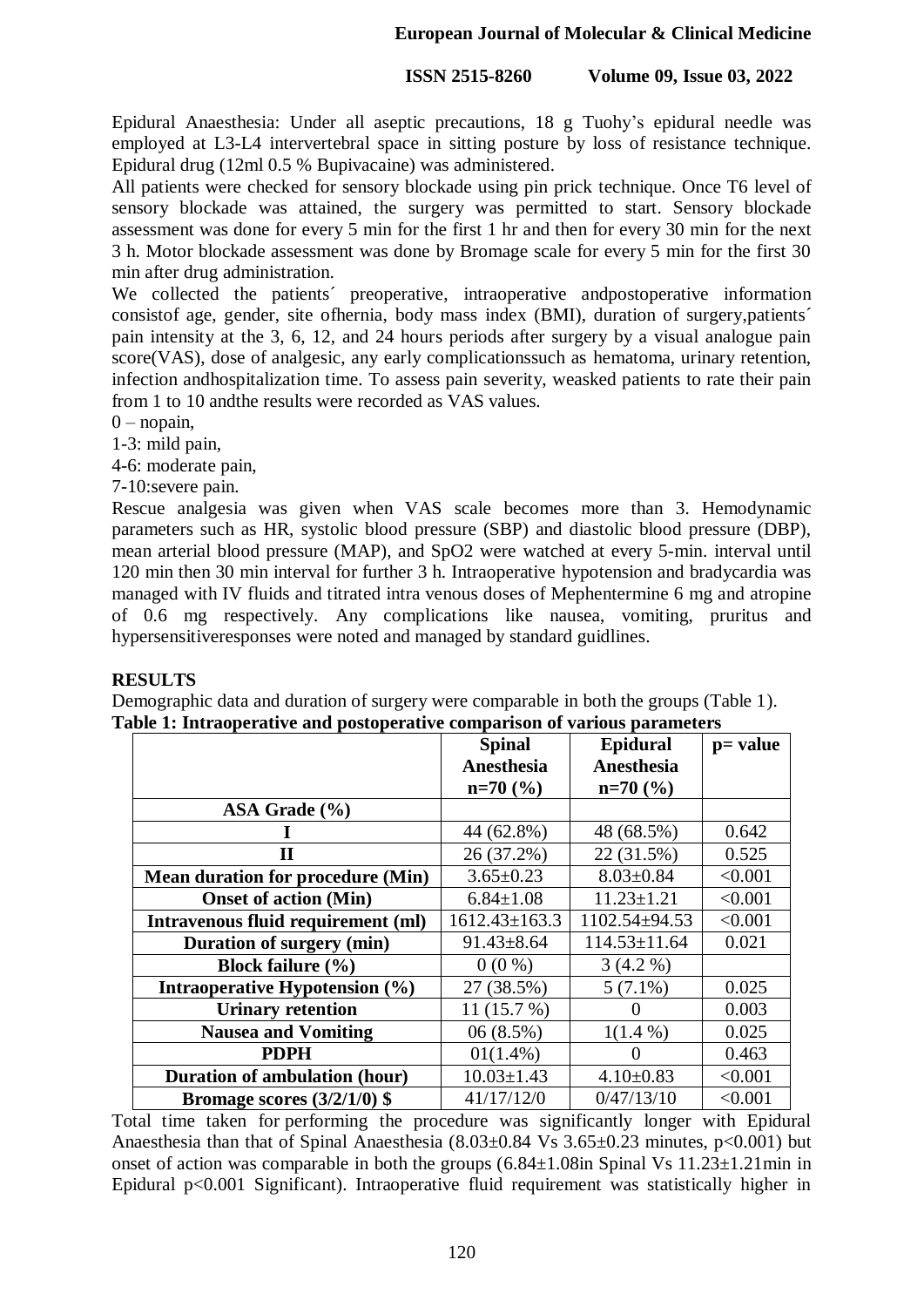Epidural Anaesthesia: Under all aseptic precautions, 18 g Tuohy's epidural needle was employed at L3-L4 intervertebral space in sitting posture by loss of resistance technique. Epidural drug (12ml 0.5 % Bupivacaine) was administered.

All patients were checked for sensory blockade using pin prick technique. Once T6 level of sensory blockade was attained, the surgery was permitted to start. Sensory blockade assessment was done for every 5 min for the first 1 hr and then for every 30 min for the next 3 h. Motor blockade assessment was done by Bromage scale for every 5 min for the first 30 min after drug administration.

We collected the patients´ preoperative, intraoperative andpostoperative information consistof age, gender, site ofhernia, body mass index (BMI), duration of surgery,patients´ pain intensity at the 3, 6, 12, and 24 hours periods after surgery by a visual analogue pain score(VAS), dose of analgesic, any early complicationssuch as hematoma, urinary retention, infection andhospitalization time. To assess pain severity, weasked patients to rate their pain from 1 to 10 andthe results were recorded as VAS values.

0 – nopain,

1-3: mild pain,

4-6: moderate pain,

7-10:severe pain.

Rescue analgesia was given when VAS scale becomes more than 3. Hemodynamic parameters such as HR, systolic blood pressure (SBP) and diastolic blood pressure (DBP), mean arterial blood pressure (MAP), and SpO2 were watched at every 5-min. interval until 120 min then 30 min interval for further 3 h. Intraoperative hypotension and bradycardia was managed with IV fluids and titrated intra venous doses of Mephentermine 6 mg and atropine of 0.6 mg respectively. Any complications like nausea, vomiting, pruritus and hypersensitiveresponses were noted and managed by standard guidlines.

## RESULTS

Demographic data and duration of surgery were comparable in both the groups (Table 1).

**Table 1: Intraoperative and postoperative comparison of various parameters**

| | Spinal Anesthesia n=70 (%) | Epidural Anesthesia n=70 (%) | p= value |
|---|---|---|---|
| **ASA Grade (%)** | | | |
| **I** | 44 (62.8%) | 48 (68.5%) | 0.642 |
| **II** | 26 (37.2%) | 22 (31.5%) | 0.525 |
| **Mean duration for procedure (Min)** | 3.65±0.23 | 8.03±0.84 | <0.001 |
| **Onset of action (Min)** | 6.84±1.08 | 11.23±1.21 | <0.001 |
| **Intravenous fluid requirement (ml)** | 1612.43±163.3 | 1102.54±94.53 | <0.001 |
| **Duration of surgery (min)** | 91.43±8.64 | 114.53±11.64 | 0.021 |
| **Block failure (%)** | 0 (0 %) | 3 (4.2 %) | |
| **Intraoperative Hypotension (%)** | 27 (38.5%) | 5 (7.1%) | 0.025 |
| **Urinary retention** | 11 (15.7 %) | 0 | 0.003 |
| **Nausea and Vomiting** | 06 (8.5%) | 1(1.4 %) | 0.025 |
| **PDPH** | 01(1.4%) | 0 | 0.463 |
| **Duration of ambulation (hour)** | 10.03±1.43 | 4.10±0.83 | <0.001 |
| **Bromage scores (3/2/1/0) $** | 41/17/12/0 | 0/47/13/10 | <0.001 |

Total time taken for performing the procedure was significantly longer with Epidural Anaesthesia than that of Spinal Anaesthesia (8.03±0.84 Vs 3.65±0.23 minutes, p<0.001) but onset of action was comparable in both the groups (6.84±1.08in Spinal Vs 11.23±1.21min in Epidural p<0.001 Significant). Intraoperative fluid requirement was statistically higher in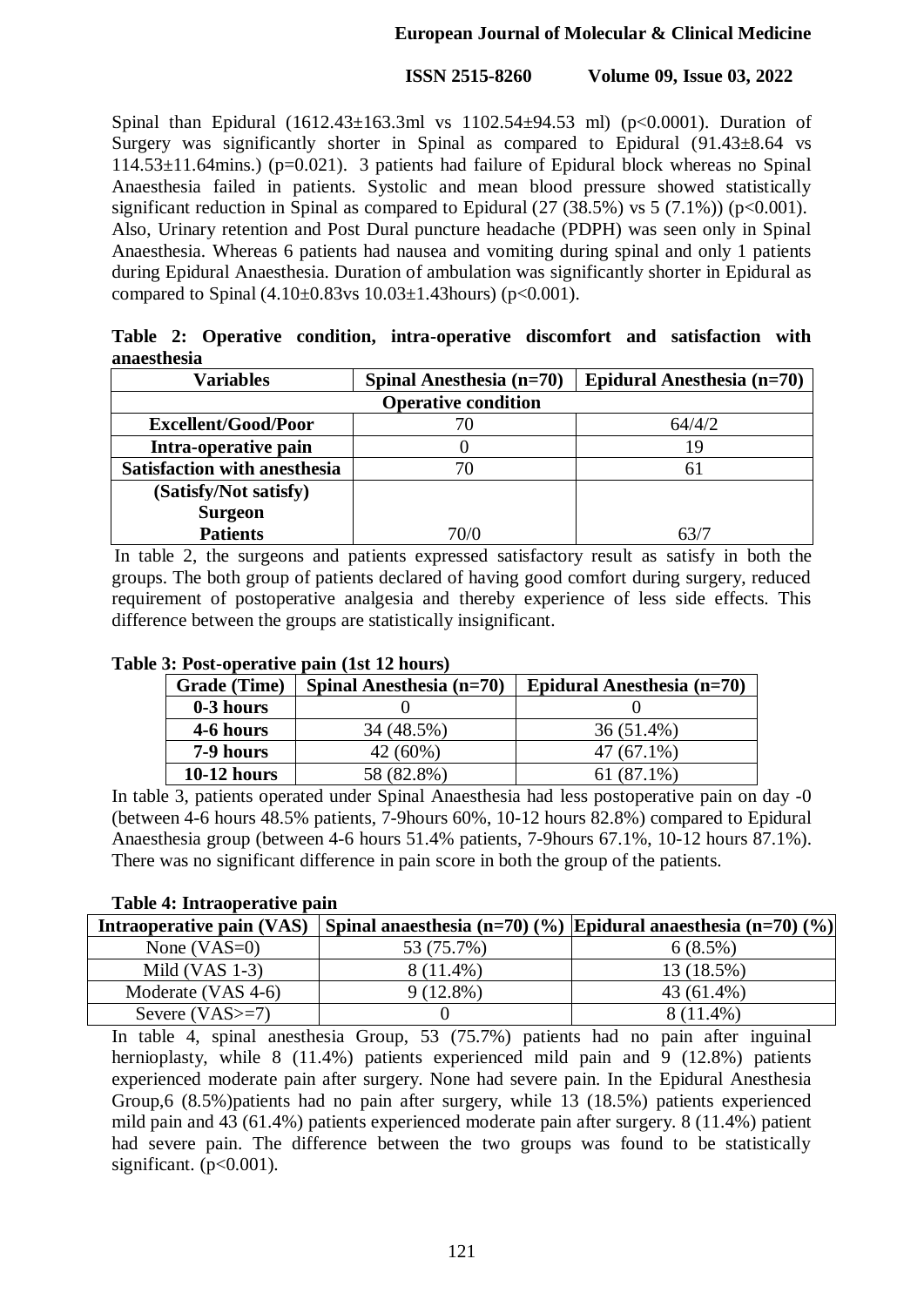Spinal than Epidural (1612.43±163.3ml vs 1102.54±94.53 ml) ($p<0.0001$). Duration of Surgery was significantly shorter in Spinal as compared to Epidural (91.43±8.64 vs 114.53±11.64mins.) ($p=0.021$). 3 patients had failure of Epidural block whereas no Spinal Anaesthesia failed in patients. Systolic and mean blood pressure showed statistically significant reduction in Spinal as compared to Epidural (27 (38.5%) vs 5 (7.1%)) ($p<0.001$). Also, Urinary retention and Post Dural puncture headache (PDPH) was seen only in Spinal Anaesthesia. Whereas 6 patients had nausea and vomiting during spinal and only 1 patients during Epidural Anaesthesia. Duration of ambulation was significantly shorter in Epidural as compared to Spinal (4.10±0.83vs 10.03±1.43hours) ($p<0.001$).

**Table 2: Operative condition, intra-operative discomfort and satisfaction with anaesthesia**

| Variables | Spinal Anesthesia (n=70) | Epidural Anesthesia (n=70) |
|---|---|---|
| **Operative condition** | | |
| **Excellent/Good/Poor** | 70 | 64/4/2 |
| **Intra-operative pain** | 0 | 19 |
| **Satisfaction with anesthesia** | 70 | 61 |
| **(Satisfy/Not satisfy)** | | |
| **Surgeon** | | |
| **Patients** | 70/0 | 63/7 |

In table 2, the surgeons and patients expressed satisfactory result as satisfy in both the groups. The both group of patients declared of having good comfort during surgery, reduced requirement of postoperative analgesia and thereby experience of less side effects. This difference between the groups are statistically insignificant.

**Table 3: Post-operative pain (1st 12 hours)**

| Grade (Time) | Spinal Anesthesia (n=70) | Epidural Anesthesia (n=70) |
|---|---|---|
| **0-3 hours** | 0 | 0 |
| **4-6 hours** | 34 (48.5%) | 36 (51.4%) |
| **7-9 hours** | 42 (60%) | 47 (67.1%) |
| **10-12 hours** | 58 (82.8%) | 61 (87.1%) |

In table 3, patients operated under Spinal Anaesthesia had less postoperative pain on day -0 (between 4-6 hours 48.5% patients, 7-9hours 60%, 10-12 hours 82.8%) compared to Epidural Anaesthesia group (between 4-6 hours 51.4% patients, 7-9hours 67.1%, 10-12 hours 87.1%). There was no significant difference in pain score in both the group of the patients.

**Table 4: Intraoperative pain**

| Intraoperative pain (VAS) | Spinal anaesthesia (n=70) (%) | Epidural anaesthesia (n=70) (%) |
|---|---|---|
| None (VAS=0) | 53 (75.7%) | 6 (8.5%) |
| Mild (VAS 1-3) | 8 (11.4%) | 13 (18.5%) |
| Moderate (VAS 4-6) | 9 (12.8%) | 43 (61.4%) |
| Severe (VAS>=7) | 0 | 8 (11.4%) |

In table 4, spinal anesthesia Group, 53 (75.7%) patients had no pain after inguinal hernioplasty, while 8 (11.4%) patients experienced mild pain and 9 (12.8%) patients experienced moderate pain after surgery. None had severe pain. In the Epidural Anesthesia Group,6 (8.5%)patients had no pain after surgery, while 13 (18.5%) patients experienced mild pain and 43 (61.4%) patients experienced moderate pain after surgery. 8 (11.4%) patient had severe pain. The difference between the two groups was found to be statistically significant. ($p<0.001$).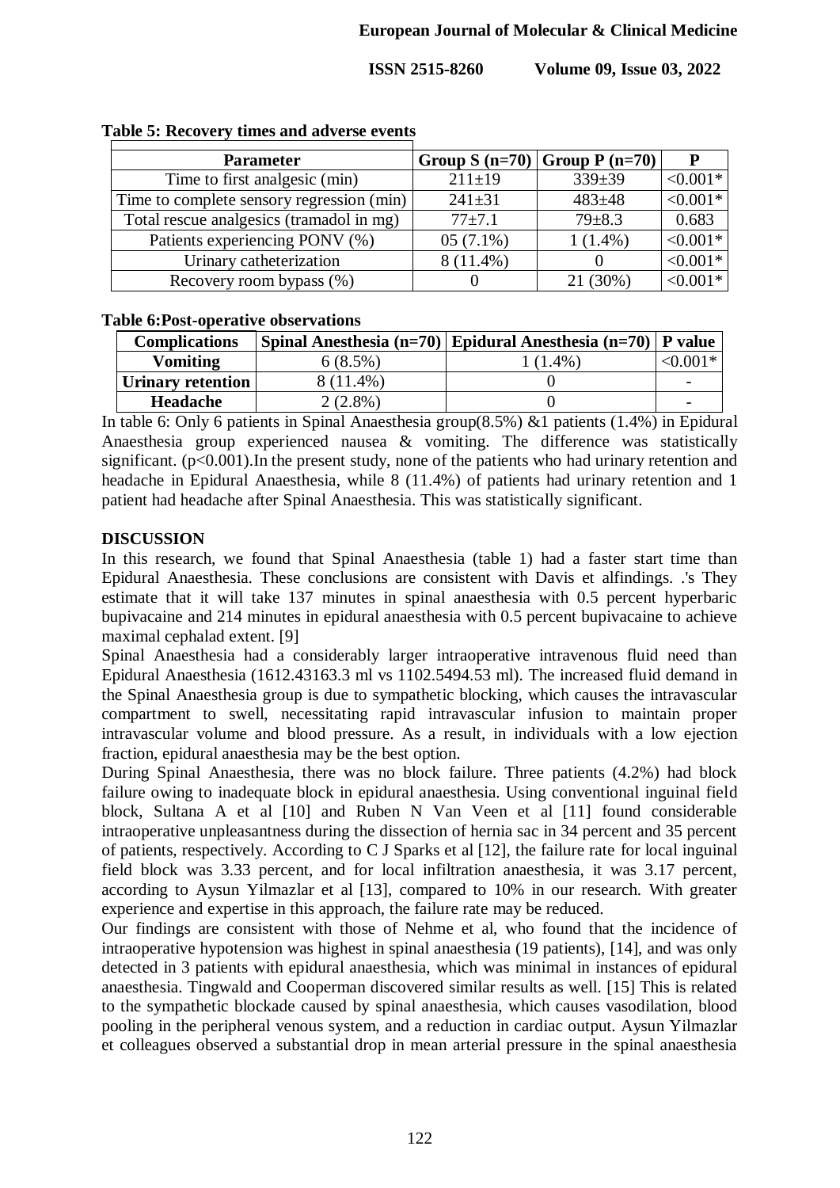**Table 5: Recovery times and adverse events**

| Parameter | Group S (n=70) | Group P (n=70) | P |
|---|---|---|---|
| Time to first analgesic (min) | 211±19 | 339±39 | <0.001* |
| Time to complete sensory regression (min) | 241±31 | 483±48 | <0.001* |
| Total rescue analgesics (tramadol in mg) | 77±7.1 | 79±8.3 | 0.683 |
| Patients experiencing PONV (%) | 05 (7.1%) | 1 (1.4%) | <0.001* |
| Urinary catheterization | 8 (11.4%) | 0 | <0.001* |
| Recovery room bypass (%) | 0 | 21 (30%) | <0.001* |

**Table 6:Post-operative observations**

| Complications | Spinal Anesthesia (n=70) | Epidural Anesthesia (n=70) | P value |
|---|---|---|---|
| **Vomiting** | 6 (8.5%) | 1 (1.4%) | <0.001* |
| **Urinary retention** | 8 (11.4%) | 0 | - |
| **Headache** | 2 (2.8%) | 0 | - |

In table 6: Only 6 patients in Spinal Anaesthesia group(8.5%) &1 patients (1.4%) in Epidural Anaesthesia group experienced nausea & vomiting. The difference was statistically significant. (p<0.001).In the present study, none of the patients who had urinary retention and headache in Epidural Anaesthesia, while 8 (11.4%) of patients had urinary retention and 1 patient had headache after Spinal Anaesthesia. This was statistically significant.

## DISCUSSION

In this research, we found that Spinal Anaesthesia (table 1) had a faster start time than Epidural Anaesthesia. These conclusions are consistent with Davis et alfindings. .'s They estimate that it will take 137 minutes in spinal anaesthesia with 0.5 percent hyperbaric bupivacaine and 214 minutes in epidural anaesthesia with 0.5 percent bupivacaine to achieve maximal cephalad extent. [9]

Spinal Anaesthesia had a considerably larger intraoperative intravenous fluid need than Epidural Anaesthesia (1612.43163.3 ml vs 1102.5494.53 ml). The increased fluid demand in the Spinal Anaesthesia group is due to sympathetic blocking, which causes the intravascular compartment to swell, necessitating rapid intravascular infusion to maintain proper intravascular volume and blood pressure. As a result, in individuals with a low ejection fraction, epidural anaesthesia may be the best option.

During Spinal Anaesthesia, there was no block failure. Three patients (4.2%) had block failure owing to inadequate block in epidural anaesthesia. Using conventional inguinal field block, Sultana A et al [10] and Ruben N Van Veen et al [11] found considerable intraoperative unpleasantness during the dissection of hernia sac in 34 percent and 35 percent of patients, respectively. According to C J Sparks et al [12], the failure rate for local inguinal field block was 3.33 percent, and for local infiltration anaesthesia, it was 3.17 percent, according to Aysun Yilmazlar et al [13], compared to 10% in our research. With greater experience and expertise in this approach, the failure rate may be reduced.

Our findings are consistent with those of Nehme et al, who found that the incidence of intraoperative hypotension was highest in spinal anaesthesia (19 patients), [14], and was only detected in 3 patients with epidural anaesthesia, which was minimal in instances of epidural anaesthesia. Tingwald and Cooperman discovered similar results as well. [15] This is related to the sympathetic blockade caused by spinal anaesthesia, which causes vasodilation, blood pooling in the peripheral venous system, and a reduction in cardiac output. Aysun Yilmazlar et colleagues observed a substantial drop in mean arterial pressure in the spinal anaesthesia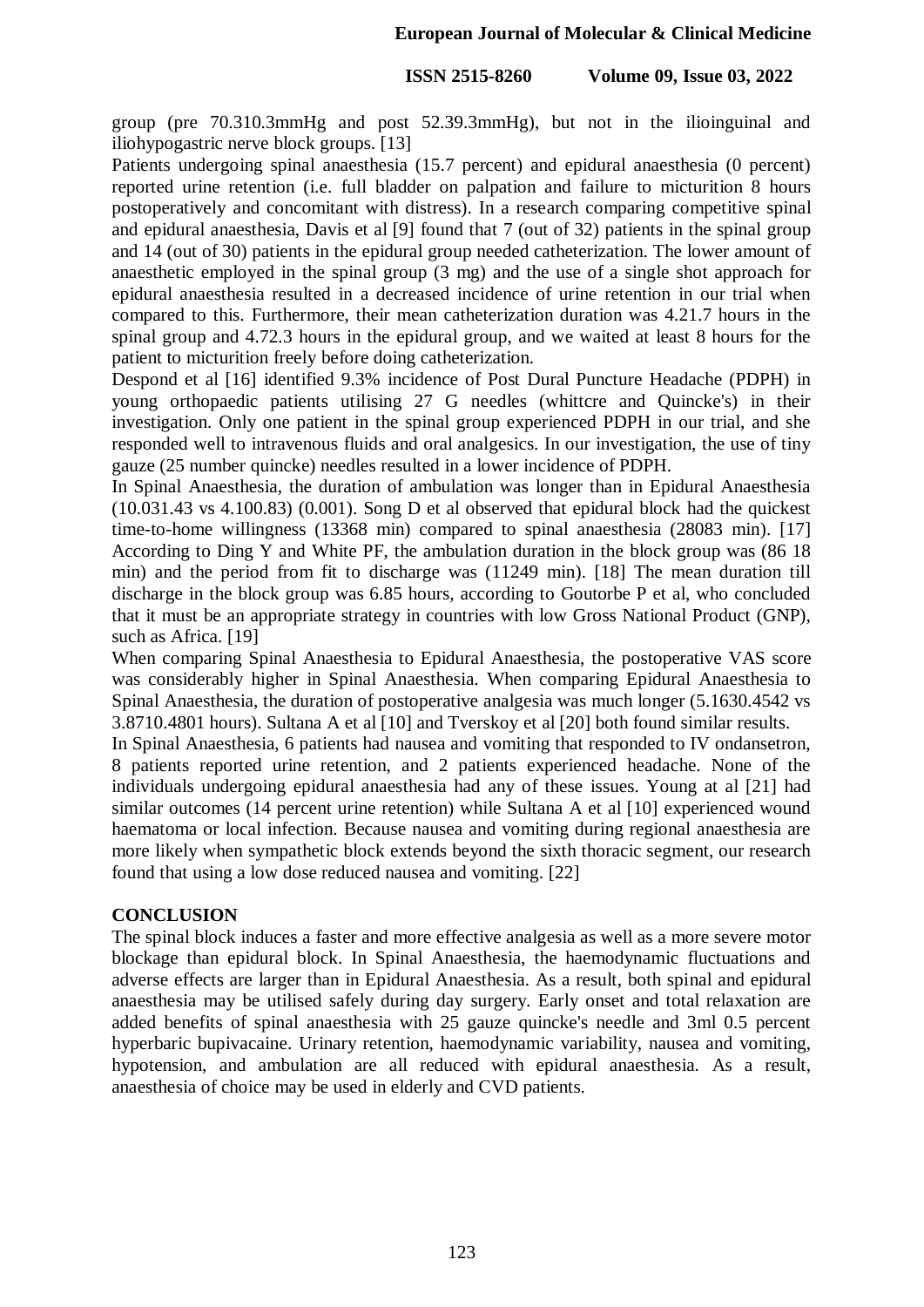group (pre 70.310.3mmHg and post 52.39.3mmHg), but not in the ilioinguinal and iliohypogastric nerve block groups. [13]

Patients undergoing spinal anaesthesia (15.7 percent) and epidural anaesthesia (0 percent) reported urine retention (i.e. full bladder on palpation and failure to micturition 8 hours postoperatively and concomitant with distress). In a research comparing competitive spinal and epidural anaesthesia, Davis et al [9] found that 7 (out of 32) patients in the spinal group and 14 (out of 30) patients in the epidural group needed catheterization. The lower amount of anaesthetic employed in the spinal group (3 mg) and the use of a single shot approach for epidural anaesthesia resulted in a decreased incidence of urine retention in our trial when compared to this. Furthermore, their mean catheterization duration was 4.21.7 hours in the spinal group and 4.72.3 hours in the epidural group, and we waited at least 8 hours for the patient to micturition freely before doing catheterization.

Despond et al [16] identified 9.3% incidence of Post Dural Puncture Headache (PDPH) in young orthopaedic patients utilising 27 G needles (whittcre and Quincke's) in their investigation. Only one patient in the spinal group experienced PDPH in our trial, and she responded well to intravenous fluids and oral analgesics. In our investigation, the use of tiny gauze (25 number quincke) needles resulted in a lower incidence of PDPH.

In Spinal Anaesthesia, the duration of ambulation was longer than in Epidural Anaesthesia (10.031.43 vs 4.100.83) (0.001). Song D et al observed that epidural block had the quickest time-to-home willingness (13368 min) compared to spinal anaesthesia (28083 min). [17] According to Ding Y and White PF, the ambulation duration in the block group was (86 18 min) and the period from fit to discharge was (11249 min). [18] The mean duration till discharge in the block group was 6.85 hours, according to Goutorbe P et al, who concluded that it must be an appropriate strategy in countries with low Gross National Product (GNP), such as Africa. [19]

When comparing Spinal Anaesthesia to Epidural Anaesthesia, the postoperative VAS score was considerably higher in Spinal Anaesthesia. When comparing Epidural Anaesthesia to Spinal Anaesthesia, the duration of postoperative analgesia was much longer (5.1630.4542 vs 3.8710.4801 hours). Sultana A et al [10] and Tverskoy et al [20] both found similar results.

In Spinal Anaesthesia, 6 patients had nausea and vomiting that responded to IV ondansetron, 8 patients reported urine retention, and 2 patients experienced headache. None of the individuals undergoing epidural anaesthesia had any of these issues. Young at al [21] had similar outcomes (14 percent urine retention) while Sultana A et al [10] experienced wound haematoma or local infection. Because nausea and vomiting during regional anaesthesia are more likely when sympathetic block extends beyond the sixth thoracic segment, our research found that using a low dose reduced nausea and vomiting. [22]

## CONCLUSION

The spinal block induces a faster and more effective analgesia as well as a more severe motor blockage than epidural block. In Spinal Anaesthesia, the haemodynamic fluctuations and adverse effects are larger than in Epidural Anaesthesia. As a result, both spinal and epidural anaesthesia may be utilised safely during day surgery. Early onset and total relaxation are added benefits of spinal anaesthesia with 25 gauze quincke's needle and 3ml 0.5 percent hyperbaric bupivacaine. Urinary retention, haemodynamic variability, nausea and vomiting, hypotension, and ambulation are all reduced with epidural anaesthesia. As a result, anaesthesia of choice may be used in elderly and CVD patients.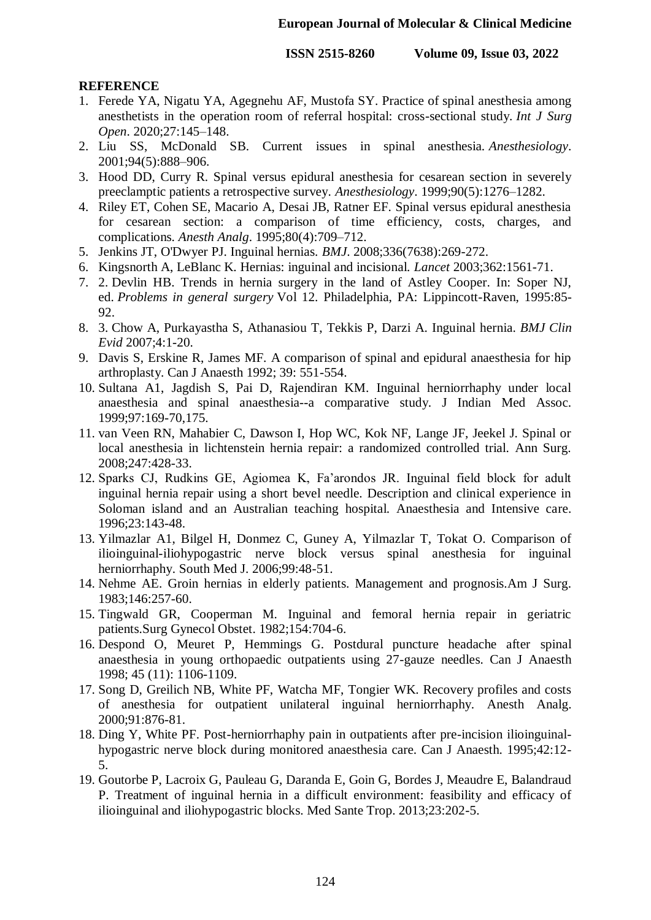## REFERENCE

1. Ferede YA, Nigatu YA, Agegnehu AF, Mustofa SY. Practice of spinal anesthesia among anesthetists in the operation room of referral hospital: cross-sectional study. *Int J Surg Open*. 2020;27:145–148.
2. Liu SS, McDonald SB. Current issues in spinal anesthesia. *Anesthesiology*. 2001;94(5):888–906.
3. Hood DD, Curry R. Spinal versus epidural anesthesia for cesarean section in severely preeclamptic patients a retrospective survey. *Anesthesiology*. 1999;90(5):1276–1282.
4. Riley ET, Cohen SE, Macario A, Desai JB, Ratner EF. Spinal versus epidural anesthesia for cesarean section: a comparison of time efficiency, costs, charges, and complications. *Anesth Analg*. 1995;80(4):709–712.
5. Jenkins JT, O'Dwyer PJ. Inguinal hernias. *BMJ*. 2008;336(7638):269-272.
6. Kingsnorth A, LeBlanc K. Hernias: inguinal and incisional. *Lancet* 2003;362:1561-71.
7. 2. Devlin HB. Trends in hernia surgery in the land of Astley Cooper. In: Soper NJ, ed. *Problems in general surgery* Vol 12. Philadelphia, PA: Lippincott-Raven, 1995:85-92.
8. 3. Chow A, Purkayastha S, Athanasiou T, Tekkis P, Darzi A. Inguinal hernia. *BMJ Clin Evid* 2007;4:1-20.
9. Davis S, Erskine R, James MF. A comparison of spinal and epidural anaesthesia for hip arthroplasty. Can J Anaesth 1992; 39: 551-554.
10. Sultana A1, Jagdish S, Pai D, Rajendiran KM. Inguinal herniorrhaphy under local anaesthesia and spinal anaesthesia--a comparative study. J Indian Med Assoc. 1999;97:169-70,175.
11. van Veen RN, Mahabier C, Dawson I, Hop WC, Kok NF, Lange JF, Jeekel J. Spinal or local anesthesia in lichtenstein hernia repair: a randomized controlled trial. Ann Surg. 2008;247:428-33.
12. Sparks CJ, Rudkins GE, Agiomea K, Fa'arondos JR. Inguinal field block for adult inguinal hernia repair using a short bevel needle. Description and clinical experience in Soloman island and an Australian teaching hospital. Anaesthesia and Intensive care. 1996;23:143-48.
13. Yilmazlar A1, Bilgel H, Donmez C, Guney A, Yilmazlar T, Tokat O. Comparison of ilioinguinal-iliohypogastric nerve block versus spinal anesthesia for inguinal herniorrhaphy. South Med J. 2006;99:48-51.
14. Nehme AE. Groin hernias in elderly patients. Management and prognosis.Am J Surg. 1983;146:257-60.
15. Tingwald GR, Cooperman M. Inguinal and femoral hernia repair in geriatric patients.Surg Gynecol Obstet. 1982;154:704-6.
16. Despond O, Meuret P, Hemmings G. Postdural puncture headache after spinal anaesthesia in young orthopaedic outpatients using 27-gauze needles. Can J Anaesth 1998; 45 (11): 1106-1109.
17. Song D, Greilich NB, White PF, Watcha MF, Tongier WK. Recovery profiles and costs of anesthesia for outpatient unilateral inguinal herniorrhaphy. Anesth Analg. 2000;91:876-81.
18. Ding Y, White PF. Post-herniorrhaphy pain in outpatients after pre-incision ilioinguinal-hypogastric nerve block during monitored anaesthesia care. Can J Anaesth. 1995;42:12-5.
19. Goutorbe P, Lacroix G, Pauleau G, Daranda E, Goin G, Bordes J, Meaudre E, Balandraud P. Treatment of inguinal hernia in a difficult environment: feasibility and efficacy of ilioinguinal and iliohypogastric blocks. Med Sante Trop. 2013;23:202-5.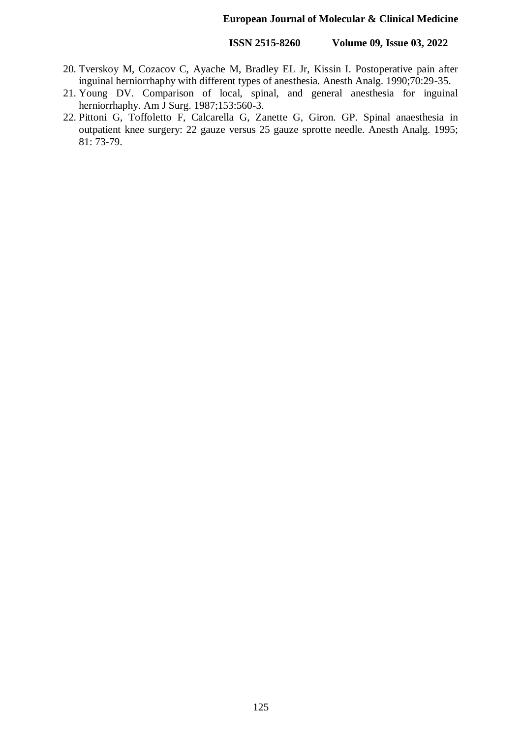20. Tverskoy M, Cozacov C, Ayache M, Bradley EL Jr, Kissin I. Postoperative pain after inguinal herniorrhaphy with different types of anesthesia. Anesth Analg. 1990;70:29-35.
21. Young DV. Comparison of local, spinal, and general anesthesia for inguinal herniorrhaphy. Am J Surg. 1987;153:560-3.
22. Pittoni G, Toffoletto F, Calcarella G, Zanette G, Giron. GP. Spinal anaesthesia in outpatient knee surgery: 22 gauze versus 25 gauze sprotte needle. Anesth Analg. 1995; 81: 73-79.